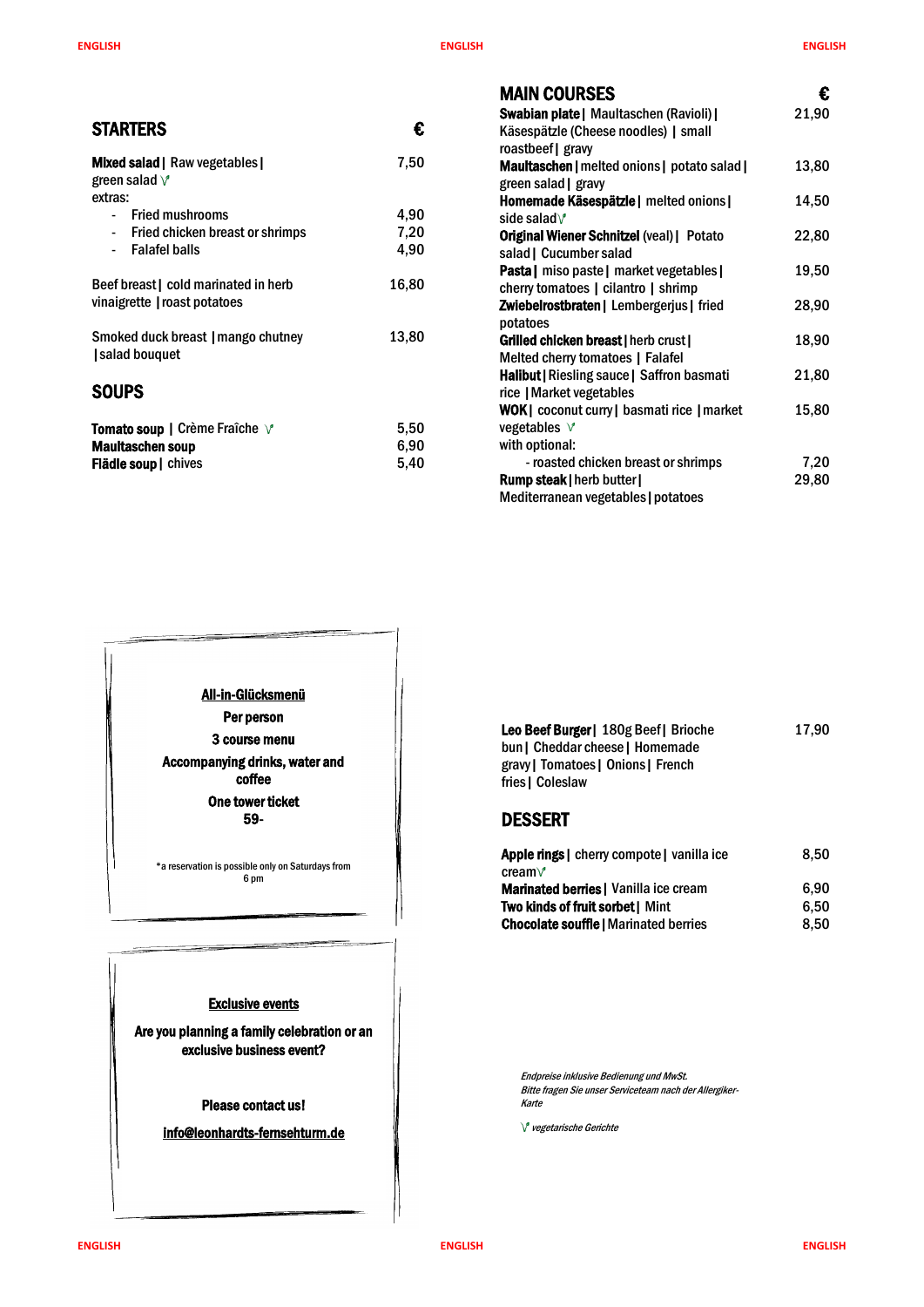## STARTERS

| | € |
|---|---|
| **Mixed salad** \| Raw vegetables \| green salad V | 7,50 |
| extras: | |
| - Fried mushrooms | 4,90 |
| - Fried chicken breast or shrimps | 7,20 |
| - Falafel balls | 4,90 |
| Beef breast \| cold marinated in herb vinaigrette \| roast potatoes | 16,80 |
| Smoked duck breast \| mango chutney \| salad bouquet | 13,80 |

## SOUPS

| | |
|---|---|
| **Tomato soup** \| Crème Fraîche V | 5,50 |
| **Maultaschen soup** | 6,90 |
| **Flädle soup** \| chives | 5,40 |

## MAIN COURSES

| | € |
|---|---|
| **Swabian plate** \| Maultaschen (Ravioli) \| Käsespätzle (Cheese noodles) \| small roastbeef \| gravy | 21,90 |
| **Maultaschen** \| melted onions \| potato salad \| green salad \| gravy | 13,80 |
| **Homemade Käsespätzle** \| melted onions \| side salad V | 14,50 |
| **Original Wiener Schnitzel** (veal) \| Potato salad \| Cucumber salad | 22,80 |
| **Pasta** \| miso paste \| market vegetables \| cherry tomatoes \| cilantro \| shrimp | 19,50 |
| **Zwiebelrostbraten** \| Lembergerjus \| fried potatoes | 28,90 |
| **Grilled chicken breast** \| herb crust \| Melted cherry tomatoes \| Falafel | 18,90 |
| **Halibut** \| Riesling sauce \| Saffron basmati rice \| Market vegetables | 21,80 |
| **WOK** \| coconut curry \| basmati rice \| market vegetables V | 15,80 |
| with optional: | |
| - roasted chicken breast or shrimps | 7,20 |
| **Rump steak** \| herb butter \| Mediterranean vegetables \| potatoes | 29,80 |
| **Leo Beef Burger** \| 180g Beef \| Brioche bun \| Cheddar cheese \| Homemade gravy \| Tomatoes \| Onions \| French fries \| Coleslaw | 17,90 |

## DESSERT

| | |
|---|---|
| **Apple rings** \| cherry compote \| vanilla ice cream V | 8,50 |
| **Marinated berries** \| Vanilla ice cream | 6,90 |
| **Two kinds of fruit sorbet** \| Mint | 6,50 |
| **Chocolate souffle** \| Marinated berries | 8,50 |

**All-in-Glücksmenü**

**Per person**

**3 course menu**

**Accompanying drinks, water and coffee**

**One tower ticket**

**59-**

*a reservation is possible only on Saturdays from 6 pm

**Exclusive events**

**Are you planning a family celebration or an exclusive business event?**

**Please contact us!**

**info@leonhardts-fernsehturm.de**

*Endpreise inklusive Bedienung und MwSt.*
*Bitte fragen Sie unser Serviceteam nach der Allergiker-Karte*

*V vegetarische Gerichte*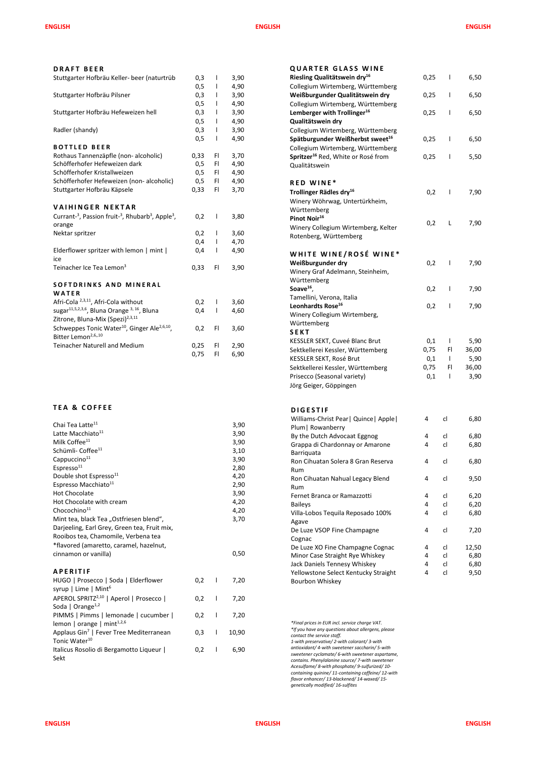## DRAFT BEER

| | | | |
|---|---|---|---|
| Stuttgarter Hofbräu Keller- beer (naturtrüb | 0,3 | l | 3,90 |
| | 0,5 | l | 4,90 |
| Stuttgarter Hofbräu Pilsner | 0,3 | l | 3,90 |
| | 0,5 | l | 4,90 |
| Stuttgarter Hofbräu Hefeweizen hell | 0,3 | l | 3,90 |
| | 0,5 | l | 4,90 |
| Radler (shandy) | 0,3 | l | 3,90 |
| | 0,5 | l | 4,90 |

## BOTTLED BEER

| | | | |
|---|---|---|---|
| Rothaus Tannenzäpfle (non- alcoholic) | 0,33 | Fl | 3,70 |
| Schöfferhofer Hefeweizen dark | 0,5 | Fl | 4,90 |
| Schöfferhofer Kristallweizen | 0,5 | Fl | 4,90 |
| Schöfferhofer Hefeweizen (non- alcoholic) | 0,5 | Fl | 4,90 |
| Stuttgarter Hofbräu Käpsele | 0,33 | Fl | 3,70 |

## VAIHINGER NEKTAR

| | | | |
|---|---|---|---|
| Currant-[3], Passion fruit-[3], Rhubarb[3], Apple[3], orange | 0,2 | l | 3,80 |
| Nektar spritzer | 0,2 | l | 3,60 |
| | 0,4 | l | 4,70 |
| Elderflower spritzer with lemon \| mint \| ice | 0,4 | l | 4,90 |
| Teinacher Ice Tea Lemon[3] | 0,33 | Fl | 3,90 |

## SOFTDRINKS AND MINERAL WATER

| | | | |
|---|---|---|---|
| Afri-Cola [2,3,11], Afri-Cola without sugar[11,5,2,3,6], Bluna Orange [3,16], Bluna Zitrone, Bluna-Mix (Spezi)[2,3,11] | 0,2 | l | 3,60 |
| | 0,4 | l | 4,60 |
| Schweppes Tonic Water[10], Ginger Ale[2,6,10], Bitter Lemon[2,6,,10] | 0,2 | Fl | 3,60 |
| Teinacher Naturell and Medium | 0,25 | Fl | 2,90 |
| | 0,75 | Fl | 6,90 |

## TEA & COFFEE

| | |
|---|---|
| Chai Tea Latte[11] | 3,90 |
| Latte Macchiato[11] | 3,90 |
| Milk Coffee[11] | 3,90 |
| Schümli- Coffee[11] | 3,10 |
| Cappuccino[11] | 3,90 |
| Espresso[11] | 2,80 |
| Double shot Espresso[11] | 4,20 |
| Espresso Macchiato[11] | 2,90 |
| Hot Chocolate | 3,90 |
| Hot Chocolate with cream | 4,20 |
| Chocochino[11] | 4,20 |
| Mint tea, black Tea „Ostfriesen blend", Darjeeling, Earl Grey, Green tea, Fruit mix, Rooibos tea, Chamomile, Verbena tea | 3,70 |
| *flavored (amaretto, caramel, hazelnut, cinnamon or vanilla) | 0,50 |

## APERITIF

| | | | |
|---|---|---|---|
| HUGO \| Prosecco \| Soda \| Elderflower syrup \| Lime \| Mint[6] | 0,2 | l | 7,20 |
| APEROL SPRITZ[2,10] \| Aperol \| Prosecco \| Soda \| Orange[1,2] | 0,2 | l | 7,20 |
| PIMMS \| Pimms \| lemonade \| cucumber \| lemon \| orange \| mint[1,2,6] | 0,2 | l | 7,20 |
| Applaus Gin[7] \| Fever Tree Mediterranean Tonic Water[10] | 0,3 | l | 10,90 |
| Italicus Rosolio di Bergamotto Liqueur \| Sekt | 0,2 | l | 6,90 |

## QUARTER GLASS WINE

| | | | |
|---|---|---|---|
| **Riesling Qualitätswein dry[16]** Collegium Wirtemberg, Württemberg | 0,25 | l | 6,50 |
| **Weißburgunder Qualitätswein dry** Collegium Wirtemberg, Württemberg | 0,25 | l | 6,50 |
| **Lemberger with Trollinger[16] Qualitätswein dry** Collegium Wirtemberg, Württemberg | 0,25 | l | 6,50 |
| **Spätburgunder Weißherbst sweet[16]** Collegium Wirtemberg, Württemberg | 0,25 | l | 6,50 |
| **Spritzer[16]** Red, White or Rosé from Qualitätswein | 0,25 | l | 5,50 |

## RED WINE*

| | | | |
|---|---|---|---|
| **Trollinger Rädles dry[16]** Winery Wöhrwag, Untertürkheim, Württemberg | 0,2 | l | 7,90 |
| **Pinot Noir[16]** Winery Collegium Wirtemberg, Kelter Rotenberg, Württemberg | 0,2 | L | 7,90 |

## WHITE WINE/ROSÉ WINE*

| | | | |
|---|---|---|---|
| **Weißburgunder dry** Winery Graf Adelmann, Steinheim, Württemberg | 0,2 | l | 7,90 |
| **Soave[16]**, Tamellini, Verona, Italia | 0,2 | l | 7,90 |
| **Leonhardts Rose[16]** Winery Collegium Wirtemberg, Württemberg | 0,2 | l | 7,90 |

## SEKT

| | | | |
|---|---|---|---|
| KESSLER SEKT, Cuveé Blanc Brut | 0,1 | l | 5,90 |
| Sektkellerei Kessler, Württemberg | 0,75 | Fl | 36,00 |
| KESSLER SEKT, Rosé Brut | 0,1 | l | 5,90 |
| Sektkellerei Kessler, Württemberg | 0,75 | Fl | 36,00 |
| Prisecco (Seasonal variety) Jörg Geiger, Göppingen | 0,1 | l | 3,90 |

## DIGESTIF

| | | | |
|---|---|---|---|
| Williams-Christ Pear\| Quince\| Apple\| Plum\| Rowanberry | 4 | cl | 6,80 |
| By the Dutch Advocaat Eggnog | 4 | cl | 6,80 |
| Grappa di Chardonnay or Amarone Barriquata | 4 | cl | 6,80 |
| Ron Cihuatan Solera 8 Gran Reserva Rum | 4 | cl | 6,80 |
| Ron Cihuatan Nahual Legacy Blend Rum | 4 | cl | 9,50 |
| Fernet Branca or Ramazzotti | 4 | cl | 6,20 |
| Baileys | 4 | cl | 6,20 |
| Villa-Lobos Tequila Reposado 100% Agave | 4 | cl | 6,80 |
| De Luze VSOP Fine Champagne Cognac | 4 | cl | 7,20 |
| De Luze XO Fine Champagne Cognac | 4 | cl | 12,50 |
| Minor Case Straight Rye Whiskey | 4 | cl | 6,80 |
| Jack Daniels Tennesy Whiskey | 4 | cl | 6,80 |
| Yellowstone Select Kentucky Straight Bourbon Whiskey | 4 | cl | 9,50 |

*\*Final prices in EUR incl. service charge VAT.*
*\*If you have any questions about allergens, please contact the service staff.*
*1-with preservative/ 2-with colorant/ 3-with antioxidant/ 4-with sweetener saccharin/ 5-with sweetener cyclamate/ 6-with sweetener aspartame, contains. Phenylalanine source/ 7-with sweetener Acesulfame/ 8-with phosphate/ 9-sulfurized/ 10-containing quinine/ 11-containing caffeine/ 12-with flavor enhancer/ 13-blackened/ 14-waxed/ 15-genetically modified/ 16-sulfites*